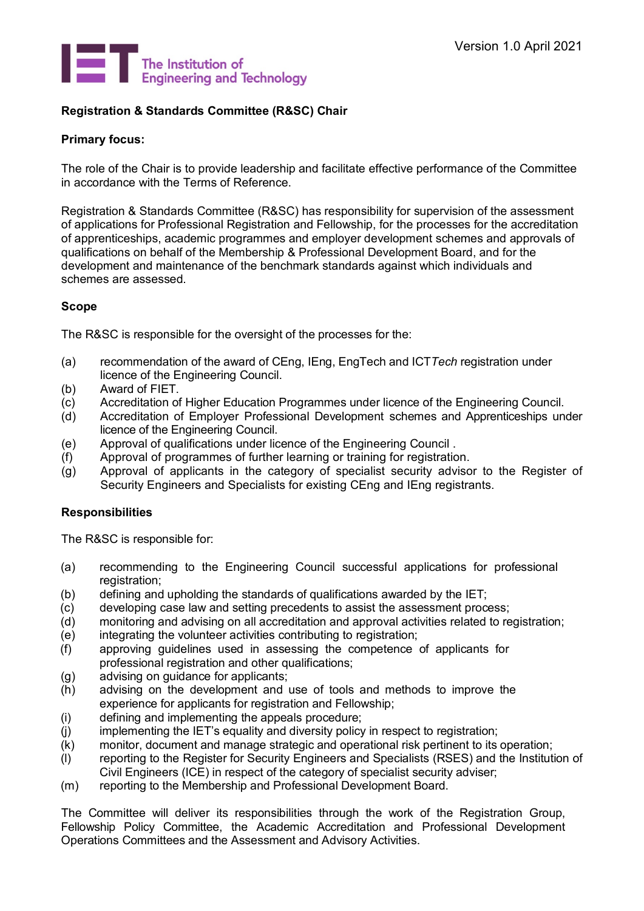Version 1.0 April 2021

**Registration & Standards Committee (R&SC) Chair**

**Primary focus:**

The role of the Chair is to provide leadership and facilitate effective performance of the Committee in accordance with the Terms of Reference.

Registration & Standards Committee (R&SC) has responsibility for supervision of the assessment of applications for Professional Registration and Fellowship, for the processes for the accreditation of apprenticeships, academic programmes and employer development schemes and approvals of qualifications on behalf of the Membership & Professional Development Board, and for the development and maintenance of the benchmark standards against which individuals and schemes are assessed.

**Scope**

The R&SC is responsible for the oversight of the processes for the:

(a) recommendation of the award of CEng, IEng, EngTech and ICT*Tech* registration under licence of the Engineering Council.
(b) Award of FIET.
(c) Accreditation of Higher Education Programmes under licence of the Engineering Council.
(d) Accreditation of Employer Professional Development schemes and Apprenticeships under licence of the Engineering Council.
(e) Approval of qualifications under licence of the Engineering Council .
(f) Approval of programmes of further learning or training for registration.
(g) Approval of applicants in the category of specialist security advisor to the Register of Security Engineers and Specialists for existing CEng and IEng registrants.

**Responsibilities**

The R&SC is responsible for:

(a) recommending to the Engineering Council successful applications for professional registration;
(b) defining and upholding the standards of qualifications awarded by the IET;
(c) developing case law and setting precedents to assist the assessment process;
(d) monitoring and advising on all accreditation and approval activities related to registration;
(e) integrating the volunteer activities contributing to registration;
(f) approving guidelines used in assessing the competence of applicants for professional registration and other qualifications;
(g) advising on guidance for applicants;
(h) advising on the development and use of tools and methods to improve the experience for applicants for registration and Fellowship;
(i) defining and implementing the appeals procedure;
(j) implementing the IET's equality and diversity policy in respect to registration;
(k) monitor, document and manage strategic and operational risk pertinent to its operation;
(l) reporting to the Register for Security Engineers and Specialists (RSES) and the Institution of Civil Engineers (ICE) in respect of the category of specialist security adviser;
(m) reporting to the Membership and Professional Development Board.

The Committee will deliver its responsibilities through the work of the Registration Group, Fellowship Policy Committee, the Academic Accreditation and Professional Development Operations Committees and the Assessment and Advisory Activities.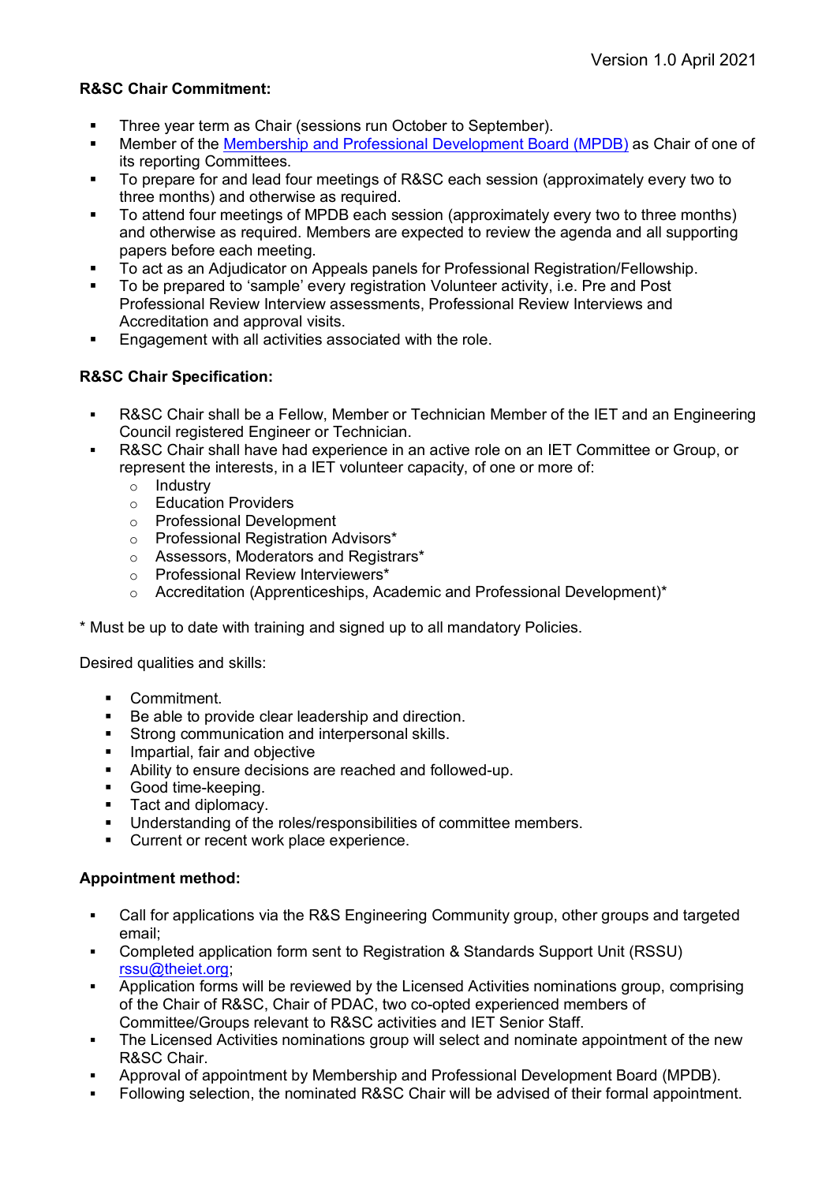**R&SC Chair Commitment:**

- Three year term as Chair (sessions run October to September).
- Member of the [Membership and Professional Development Board (MPDB)](#) as Chair of one of its reporting Committees.
- To prepare for and lead four meetings of R&SC each session (approximately every two to three months) and otherwise as required.
- To attend four meetings of MPDB each session (approximately every two to three months) and otherwise as required. Members are expected to review the agenda and all supporting papers before each meeting.
- To act as an Adjudicator on Appeals panels for Professional Registration/Fellowship.
- To be prepared to 'sample' every registration Volunteer activity, i.e. Pre and Post Professional Review Interview assessments, Professional Review Interviews and Accreditation and approval visits.
- Engagement with all activities associated with the role.

**R&SC Chair Specification:**

- R&SC Chair shall be a Fellow, Member or Technician Member of the IET and an Engineering Council registered Engineer or Technician.
- R&SC Chair shall have had experience in an active role on an IET Committee or Group, or represent the interests, in a IET volunteer capacity, of one or more of:
  - Industry
  - Education Providers
  - Professional Development
  - Professional Registration Advisors*
  - Assessors, Moderators and Registrars*
  - Professional Review Interviewers*
  - Accreditation (Apprenticeships, Academic and Professional Development)*

\* Must be up to date with training and signed up to all mandatory Policies.

Desired qualities and skills:

- Commitment.
- Be able to provide clear leadership and direction.
- Strong communication and interpersonal skills.
- Impartial, fair and objective
- Ability to ensure decisions are reached and followed-up.
- Good time-keeping.
- Tact and diplomacy.
- Understanding of the roles/responsibilities of committee members.
- Current or recent work place experience.

**Appointment method:**

- Call for applications via the R&S Engineering Community group, other groups and targeted email;
- Completed application form sent to Registration & Standards Support Unit (RSSU) [rssu@theiet.org](mailto:rssu@theiet.org);
- Application forms will be reviewed by the Licensed Activities nominations group, comprising of the Chair of R&SC, Chair of PDAC, two co-opted experienced members of Committee/Groups relevant to R&SC activities and IET Senior Staff.
- The Licensed Activities nominations group will select and nominate appointment of the new R&SC Chair.
- Approval of appointment by Membership and Professional Development Board (MPDB).
- Following selection, the nominated R&SC Chair will be advised of their formal appointment.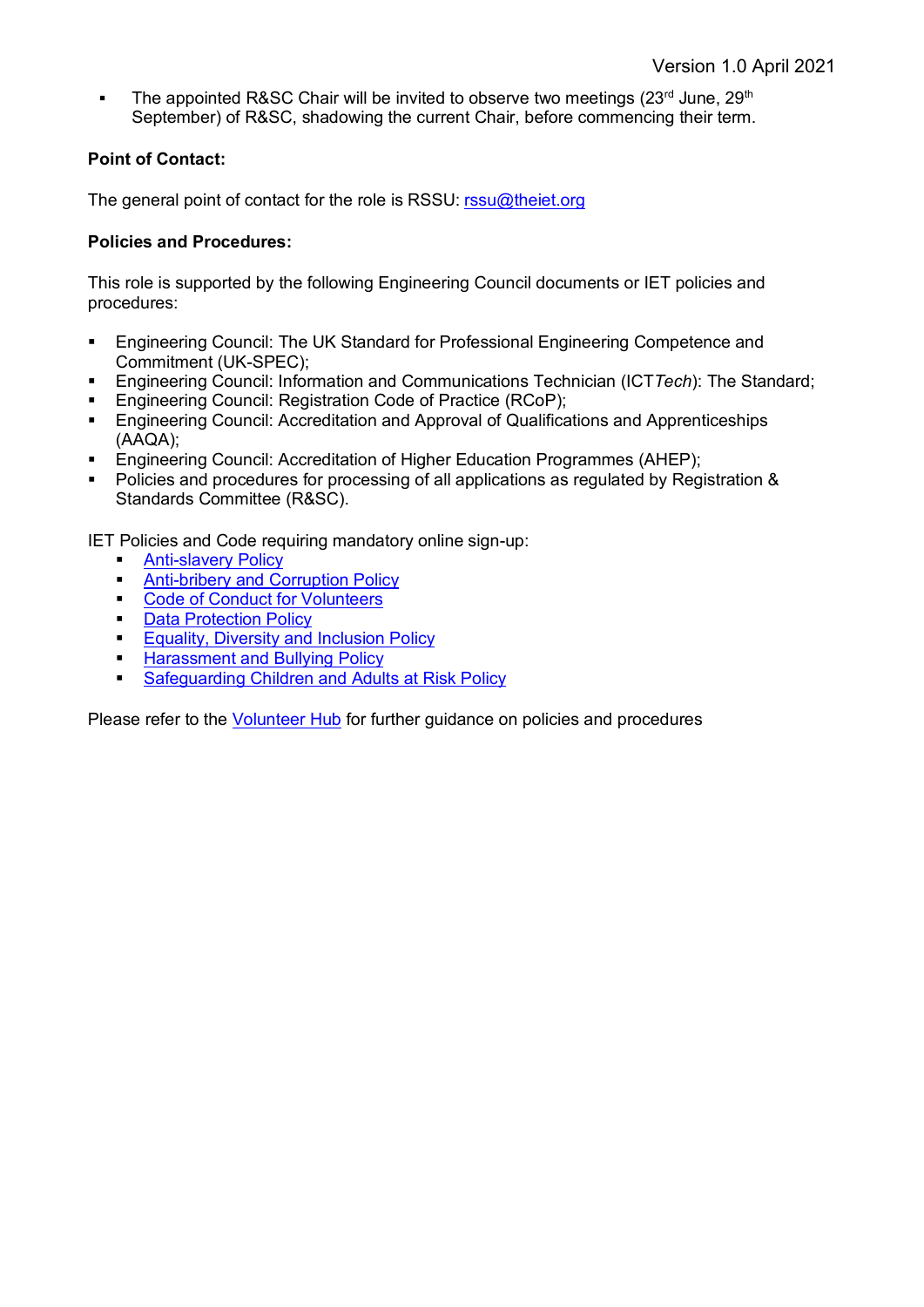- The appointed R&SC Chair will be invited to observe two meetings (23rd June, 29th September) of R&SC, shadowing the current Chair, before commencing their term.

**Point of Contact:**

The general point of contact for the role is RSSU: rssu@theiet.org

**Policies and Procedures:**

This role is supported by the following Engineering Council documents or IET policies and procedures:

- Engineering Council: The UK Standard for Professional Engineering Competence and Commitment (UK-SPEC);
- Engineering Council: Information and Communications Technician (ICT*Tech*): The Standard;
- Engineering Council: Registration Code of Practice (RCoP);
- Engineering Council: Accreditation and Approval of Qualifications and Apprenticeships (AAQA);
- Engineering Council: Accreditation of Higher Education Programmes (AHEP);
- Policies and procedures for processing of all applications as regulated by Registration & Standards Committee (R&SC).

IET Policies and Code requiring mandatory online sign-up:

- Anti-slavery Policy
- Anti-bribery and Corruption Policy
- Code of Conduct for Volunteers
- Data Protection Policy
- Equality, Diversity and Inclusion Policy
- Harassment and Bullying Policy
- Safeguarding Children and Adults at Risk Policy

Please refer to the Volunteer Hub for further guidance on policies and procedures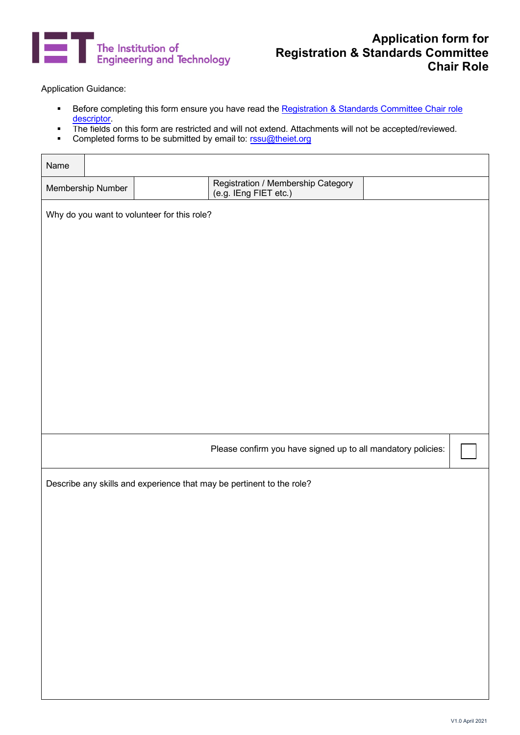# Application form for Registration & Standards Committee Chair Role

Application Guidance:

- Before completing this form ensure you have read the Registration & Standards Committee Chair role descriptor.
- The fields on this form are restricted and will not extend. Attachments will not be accepted/reviewed.
- Completed forms to be submitted by email to: rssu@theiet.org

| Name | | | |
|---|---|---|---|
| Membership Number | | Registration / Membership Category (e.g. IEng FIET etc.) | |

Why do you want to volunteer for this role?

Please confirm you have signed up to all mandatory policies: ☐

Describe any skills and experience that may be pertinent to the role?

V1.0 April 2021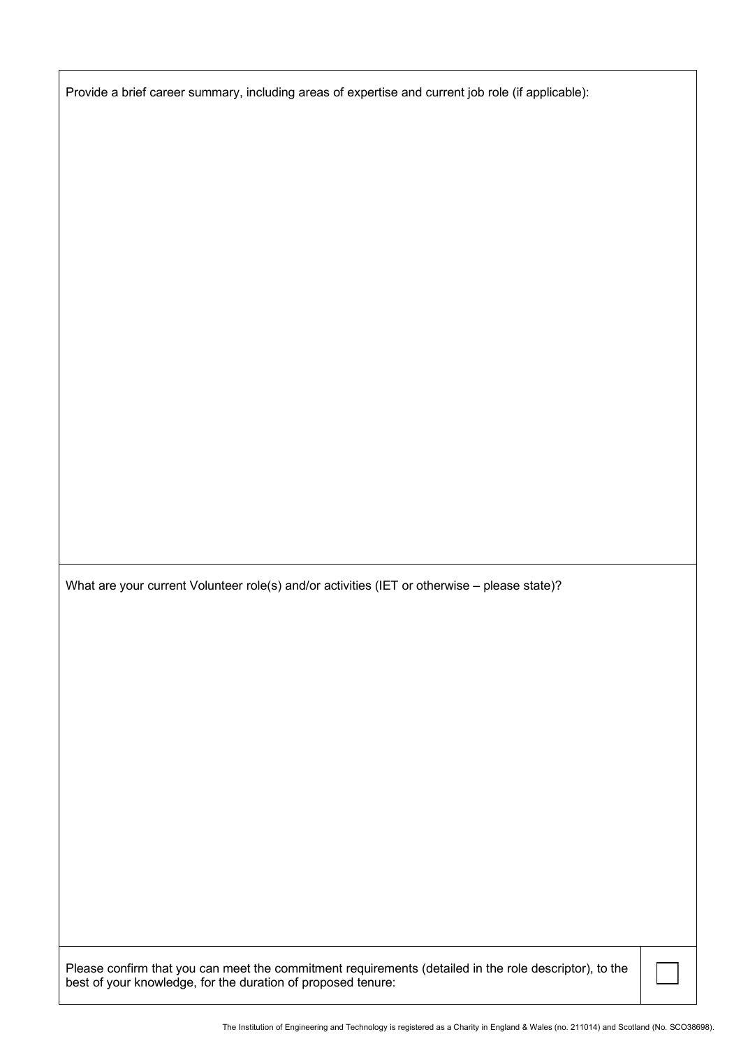Provide a brief career summary, including areas of expertise and current job role (if applicable):

What are your current Volunteer role(s) and/or activities (IET or otherwise – please state)?

Please confirm that you can meet the commitment requirements (detailed in the role descriptor), to the best of your knowledge, for the duration of proposed tenure: ☐

The Institution of Engineering and Technology is registered as a Charity in England & Wales (no. 211014) and Scotland (No. SCO38698).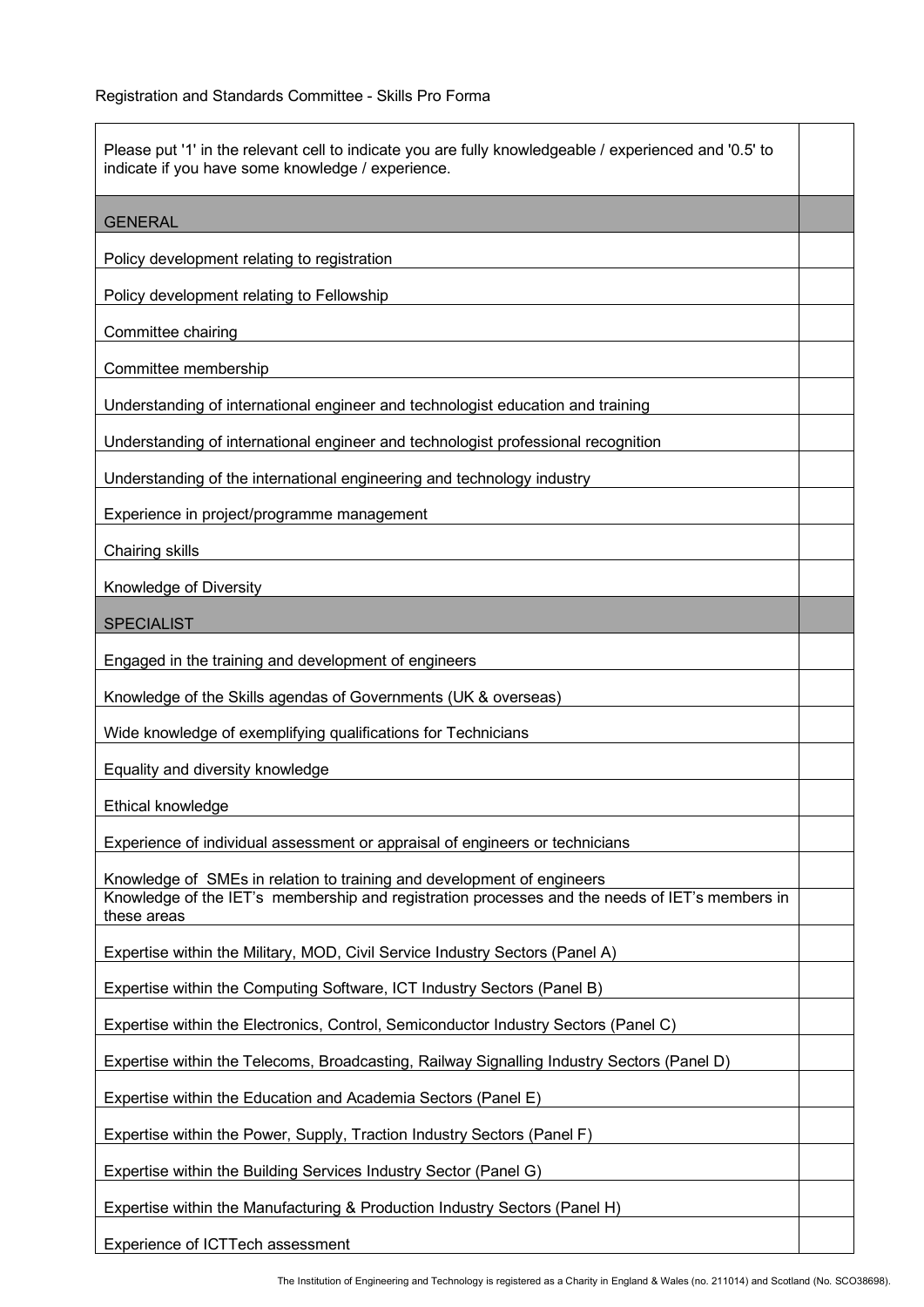Registration and Standards Committee - Skills Pro Forma

| Please put '1' in the relevant cell to indicate you are fully knowledgeable / experienced and '0.5' to indicate if you have some knowledge / experience. | |
|---|---|
| GENERAL | |
| Policy development relating to registration | |
| Policy development relating to Fellowship | |
| Committee chairing | |
| Committee membership | |
| Understanding of international engineer and technologist education and training | |
| Understanding of international engineer and technologist professional recognition | |
| Understanding of the international engineering and technology industry | |
| Experience in project/programme management | |
| Chairing skills | |
| Knowledge of Diversity | |
| SPECIALIST | |
| Engaged in the training and development of engineers | |
| Knowledge of the Skills agendas of Governments (UK & overseas) | |
| Wide knowledge of exemplifying qualifications for Technicians | |
| Equality and diversity knowledge | |
| Ethical knowledge | |
| Experience of individual assessment or appraisal of engineers or technicians | |
| Knowledge of SMEs in relation to training and development of engineers | |
| Knowledge of the IET's membership and registration processes and the needs of IET's members in these areas | |
| Expertise within the Military, MOD, Civil Service Industry Sectors (Panel A) | |
| Expertise within the Computing Software, ICT Industry Sectors (Panel B) | |
| Expertise within the Electronics, Control, Semiconductor Industry Sectors (Panel C) | |
| Expertise within the Telecoms, Broadcasting, Railway Signalling Industry Sectors (Panel D) | |
| Expertise within the Education and Academia Sectors (Panel E) | |
| Expertise within the Power, Supply, Traction Industry Sectors (Panel F) | |
| Expertise within the Building Services Industry Sector (Panel G) | |
| Expertise within the Manufacturing & Production Industry Sectors (Panel H) | |
| Experience of ICTTech assessment | |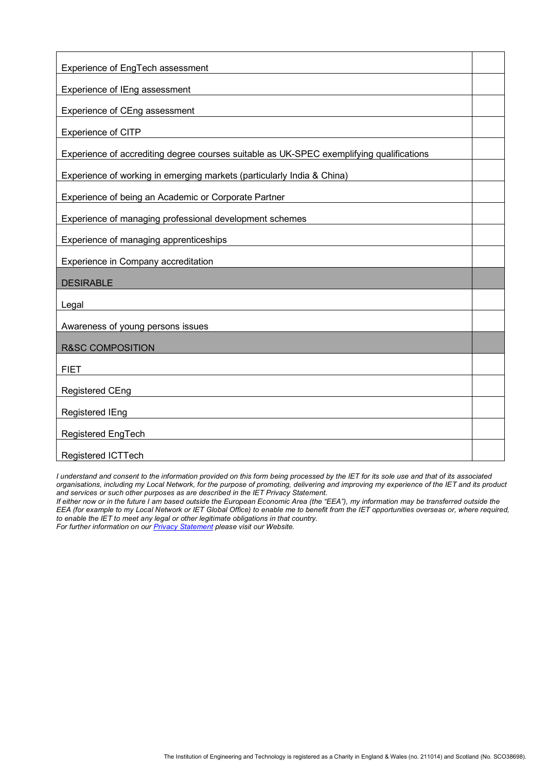| | |
|---|---|
| Experience of EngTech assessment | |
| Experience of IEng assessment | |
| Experience of CEng assessment | |
| Experience of CITP | |
| Experience of accrediting degree courses suitable as UK-SPEC exemplifying qualifications | |
| Experience of working in emerging markets (particularly India & China) | |
| Experience of being an Academic or Corporate Partner | |
| Experience of managing professional development schemes | |
| Experience of managing apprenticeships | |
| Experience in Company accreditation | |
| DESIRABLE | |
| Legal | |
| Awareness of young persons issues | |
| R&SC COMPOSITION | |
| FIET | |
| Registered CEng | |
| Registered IEng | |
| Registered EngTech | |
| Registered ICTTech | |

*I understand and consent to the information provided on this form being processed by the IET for its sole use and that of its associated organisations, including my Local Network, for the purpose of promoting, delivering and improving my experience of the IET and its product and services or such other purposes as are described in the IET Privacy Statement.*
*If either now or in the future I am based outside the European Economic Area (the "EEA"), my information may be transferred outside the EEA (for example to my Local Network or IET Global Office) to enable me to benefit from the IET opportunities overseas or, where required, to enable the IET to meet any legal or other legitimate obligations in that country.*
*For further information on our Privacy Statement please visit our Website.*

The Institution of Engineering and Technology is registered as a Charity in England & Wales (no. 211014) and Scotland (No. SCO38698).